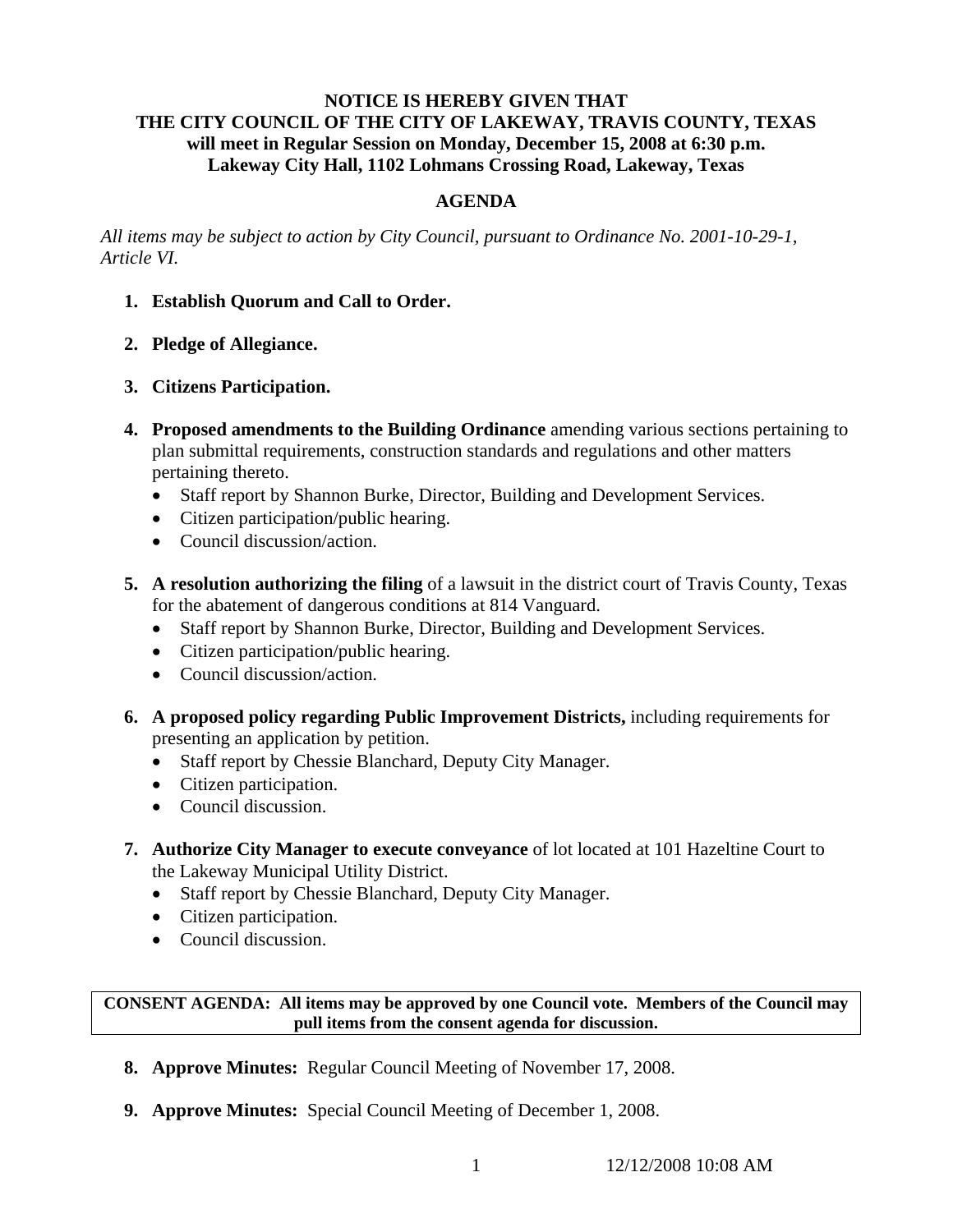**NOTICE IS HEREBY GIVEN THAT**
**THE CITY COUNCIL OF THE CITY OF LAKEWAY, TRAVIS COUNTY, TEXAS**
**will meet in Regular Session on Monday, December 15, 2008 at 6:30 p.m.**
**Lakeway City Hall, 1102 Lohmans Crossing Road, Lakeway, Texas**

## AGENDA

*All items may be subject to action by City Council, pursuant to Ordinance No. 2001-10-29-1, Article VI.*

1. **Establish Quorum and Call to Order.**

2. **Pledge of Allegiance.**

3. **Citizens Participation.**

4. **Proposed amendments to the Building Ordinance** amending various sections pertaining to plan submittal requirements, construction standards and regulations and other matters pertaining thereto.
   - Staff report by Shannon Burke, Director, Building and Development Services.
   - Citizen participation/public hearing.
   - Council discussion/action.

5. **A resolution authorizing the filing** of a lawsuit in the district court of Travis County, Texas for the abatement of dangerous conditions at 814 Vanguard.
   - Staff report by Shannon Burke, Director, Building and Development Services.
   - Citizen participation/public hearing.
   - Council discussion/action.

6. **A proposed policy regarding Public Improvement Districts,** including requirements for presenting an application by petition.
   - Staff report by Chessie Blanchard, Deputy City Manager.
   - Citizen participation.
   - Council discussion.

7. **Authorize City Manager to execute conveyance** of lot located at 101 Hazeltine Court to the Lakeway Municipal Utility District.
   - Staff report by Chessie Blanchard, Deputy City Manager.
   - Citizen participation.
   - Council discussion.

**CONSENT AGENDA: All items may be approved by one Council vote. Members of the Council may pull items from the consent agenda for discussion.**

8. **Approve Minutes:** Regular Council Meeting of November 17, 2008.

9. **Approve Minutes:** Special Council Meeting of December 1, 2008.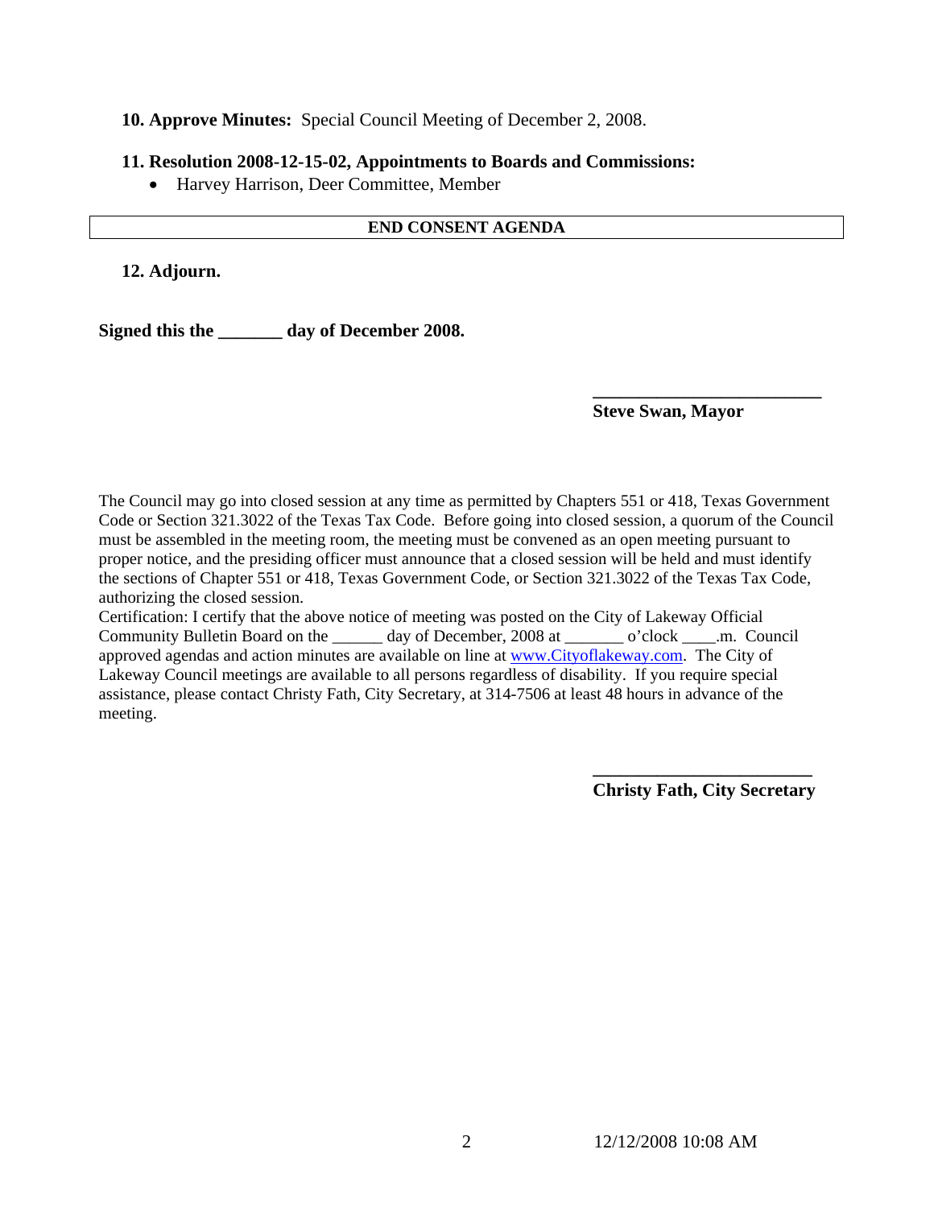**10. Approve Minutes:** Special Council Meeting of December 2, 2008.

**11. Resolution 2008-12-15-02, Appointments to Boards and Commissions:**

- Harvey Harrison, Deer Committee, Member

**END CONSENT AGENDA**

**12. Adjourn.**

**Signed this the _______ day of December 2008.**

_________________________
**Steve Swan, Mayor**

The Council may go into closed session at any time as permitted by Chapters 551 or 418, Texas Government Code or Section 321.3022 of the Texas Tax Code. Before going into closed session, a quorum of the Council must be assembled in the meeting room, the meeting must be convened as an open meeting pursuant to proper notice, and the presiding officer must announce that a closed session will be held and must identify the sections of Chapter 551 or 418, Texas Government Code, or Section 321.3022 of the Texas Tax Code, authorizing the closed session.
Certification: I certify that the above notice of meeting was posted on the City of Lakeway Official Community Bulletin Board on the ______ day of December, 2008 at _______ o'clock ____.m. Council approved agendas and action minutes are available on line at www.Cityoflakeway.com. The City of Lakeway Council meetings are available to all persons regardless of disability. If you require special assistance, please contact Christy Fath, City Secretary, at 314-7506 at least 48 hours in advance of the meeting.

_________________________
**Christy Fath, City Secretary**